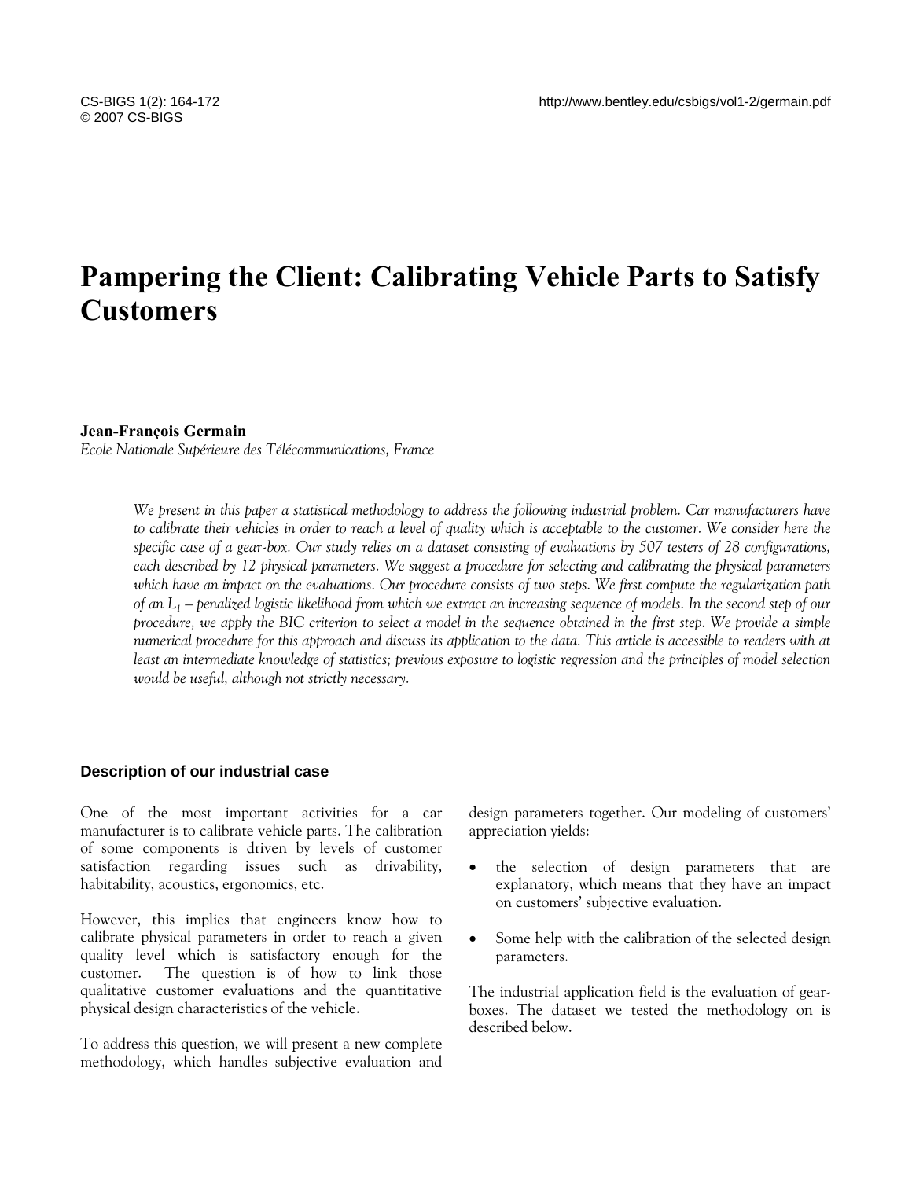# Pampering the Client: Calibrating Vehicle Parts to Satisfy Customers

**Jean-François Germain**
*Ecole Nationale Supérieure des Télécommunications, France*

*We present in this paper a statistical methodology to address the following industrial problem. Car manufacturers have to calibrate their vehicles in order to reach a level of quality which is acceptable to the customer. We consider here the specific case of a gear-box. Our study relies on a dataset consisting of evaluations by 507 testers of 28 configurations, each described by 12 physical parameters. We suggest a procedure for selecting and calibrating the physical parameters which have an impact on the evaluations. Our procedure consists of two steps. We first compute the regularization path of an $L_1$ – penalized logistic likelihood from which we extract an increasing sequence of models. In the second step of our procedure, we apply the BIC criterion to select a model in the sequence obtained in the first step. We provide a simple numerical procedure for this approach and discuss its application to the data. This article is accessible to readers with at least an intermediate knowledge of statistics; previous exposure to logistic regression and the principles of model selection would be useful, although not strictly necessary.*

### Description of our industrial case

One of the most important activities for a car manufacturer is to calibrate vehicle parts. The calibration of some components is driven by levels of customer satisfaction regarding issues such as drivability, habitability, acoustics, ergonomics, etc.

However, this implies that engineers know how to calibrate physical parameters in order to reach a given quality level which is satisfactory enough for the customer. The question is of how to link those qualitative customer evaluations and the quantitative physical design characteristics of the vehicle.

To address this question, we will present a new complete methodology, which handles subjective evaluation and design parameters together. Our modeling of customers' appreciation yields:

- the selection of design parameters that are explanatory, which means that they have an impact on customers' subjective evaluation.
- Some help with the calibration of the selected design parameters.

The industrial application field is the evaluation of gear-boxes. The dataset we tested the methodology on is described below.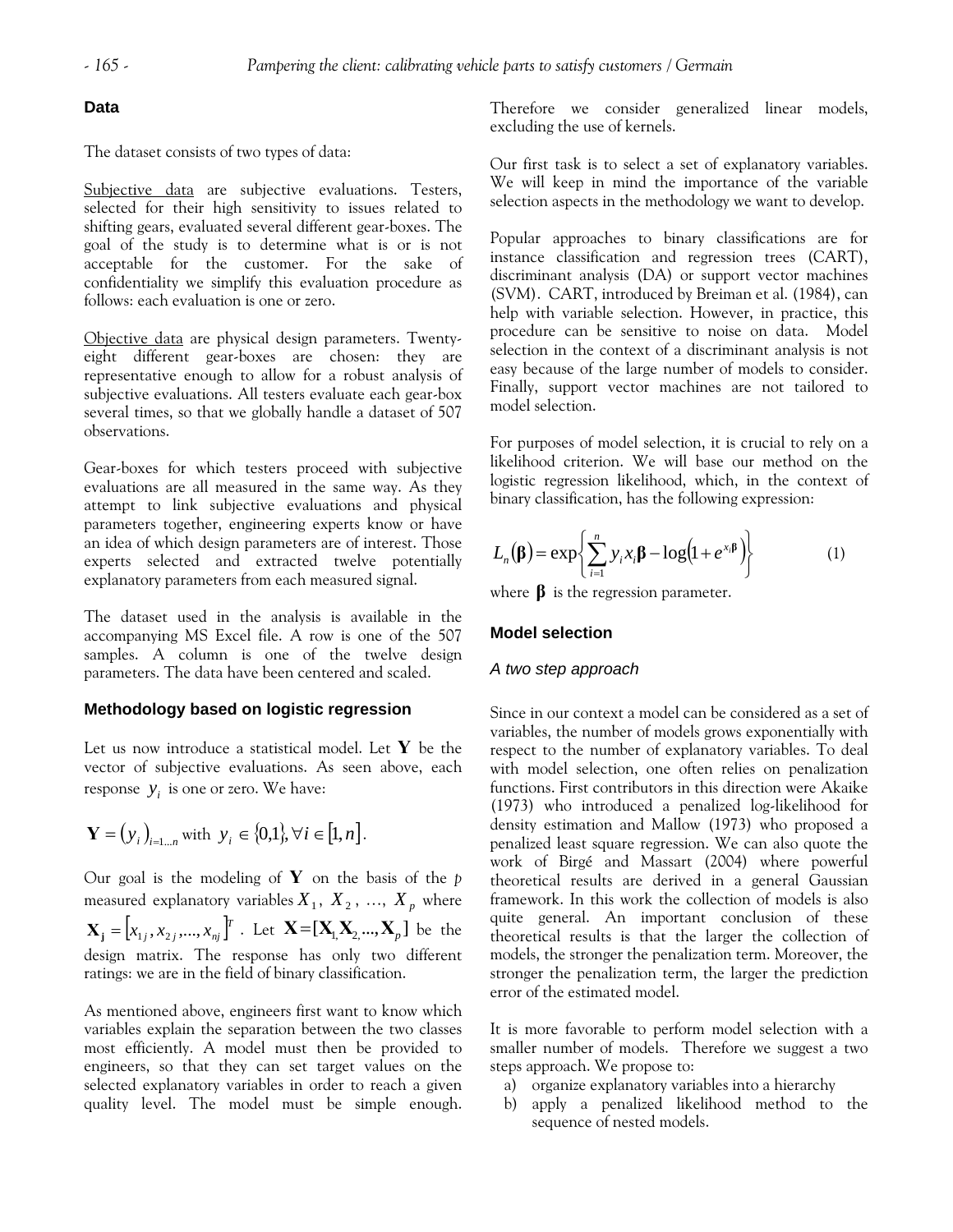## Data

The dataset consists of two types of data:

Subjective data are subjective evaluations. Testers, selected for their high sensitivity to issues related to shifting gears, evaluated several different gear-boxes. The goal of the study is to determine what is or is not acceptable for the customer. For the sake of confidentiality we simplify this evaluation procedure as follows: each evaluation is one or zero.

Objective data are physical design parameters. Twenty-eight different gear-boxes are chosen: they are representative enough to allow for a robust analysis of subjective evaluations. All testers evaluate each gear-box several times, so that we globally handle a dataset of 507 observations.

Gear-boxes for which testers proceed with subjective evaluations are all measured in the same way. As they attempt to link subjective evaluations and physical parameters together, engineering experts know or have an idea of which design parameters are of interest. Those experts selected and extracted twelve potentially explanatory parameters from each measured signal.

The dataset used in the analysis is available in the accompanying MS Excel file. A row is one of the 507 samples. A column is one of the twelve design parameters. The data have been centered and scaled.

## Methodology based on logistic regression

Let us now introduce a statistical model. Let $\mathbf{Y}$ be the vector of subjective evaluations. As seen above, each response $y_i$ is one or zero. We have:

$$\mathbf{Y} = (y_i)_{i=1...n} \text{ with } y_i \in \{0,1\}, \forall i \in [1,n].$$

Our goal is the modeling of $\mathbf{Y}$ on the basis of the $p$ measured explanatory variables $X_1$, $X_2$, ..., $X_p$ where $\mathbf{X_j} = [x_{1j}, x_{2j}, ..., x_{nj}]^T$. Let $\mathbf{X} = [\mathbf{X_1}, \mathbf{X_2}, ..., \mathbf{X_p}]$ be the design matrix. The response has only two different ratings: we are in the field of binary classification.

As mentioned above, engineers first want to know which variables explain the separation between the two classes most efficiently. A model must then be provided to engineers, so that they can set target values on the selected explanatory variables in order to reach a given quality level. The model must be simple enough. Therefore we consider generalized linear models, excluding the use of kernels.

Our first task is to select a set of explanatory variables. We will keep in mind the importance of the variable selection aspects in the methodology we want to develop.

Popular approaches to binary classifications are for instance classification and regression trees (CART), discriminant analysis (DA) or support vector machines (SVM). CART, introduced by Breiman et al. (1984), can help with variable selection. However, in practice, this procedure can be sensitive to noise on data. Model selection in the context of a discriminant analysis is not easy because of the large number of models to consider. Finally, support vector machines are not tailored to model selection.

For purposes of model selection, it is crucial to rely on a likelihood criterion. We will base our method on the logistic regression likelihood, which, in the context of binary classification, has the following expression:

$$L_n(\boldsymbol{\beta}) = \exp\left\{\sum_{i=1}^{n} y_i x_i \boldsymbol{\beta} - \log\left(1 + e^{x_i \boldsymbol{\beta}}\right)\right\} \quad (1)$$

where $\boldsymbol{\beta}$ is the regression parameter.

## Model selection

### *A two step approach*

Since in our context a model can be considered as a set of variables, the number of models grows exponentially with respect to the number of explanatory variables. To deal with model selection, one often relies on penalization functions. First contributors in this direction were Akaike (1973) who introduced a penalized log-likelihood for density estimation and Mallow (1973) who proposed a penalized least square regression. We can also quote the work of Birgé and Massart (2004) where powerful theoretical results are derived in a general Gaussian framework. In this work the collection of models is also quite general. An important conclusion of these theoretical results is that the larger the collection of models, the stronger the penalization term. Moreover, the stronger the penalization term, the larger the prediction error of the estimated model.

It is more favorable to perform model selection with a smaller number of models. Therefore we suggest a two steps approach. We propose to:

a) organize explanatory variables into a hierarchy
b) apply a penalized likelihood method to the sequence of nested models.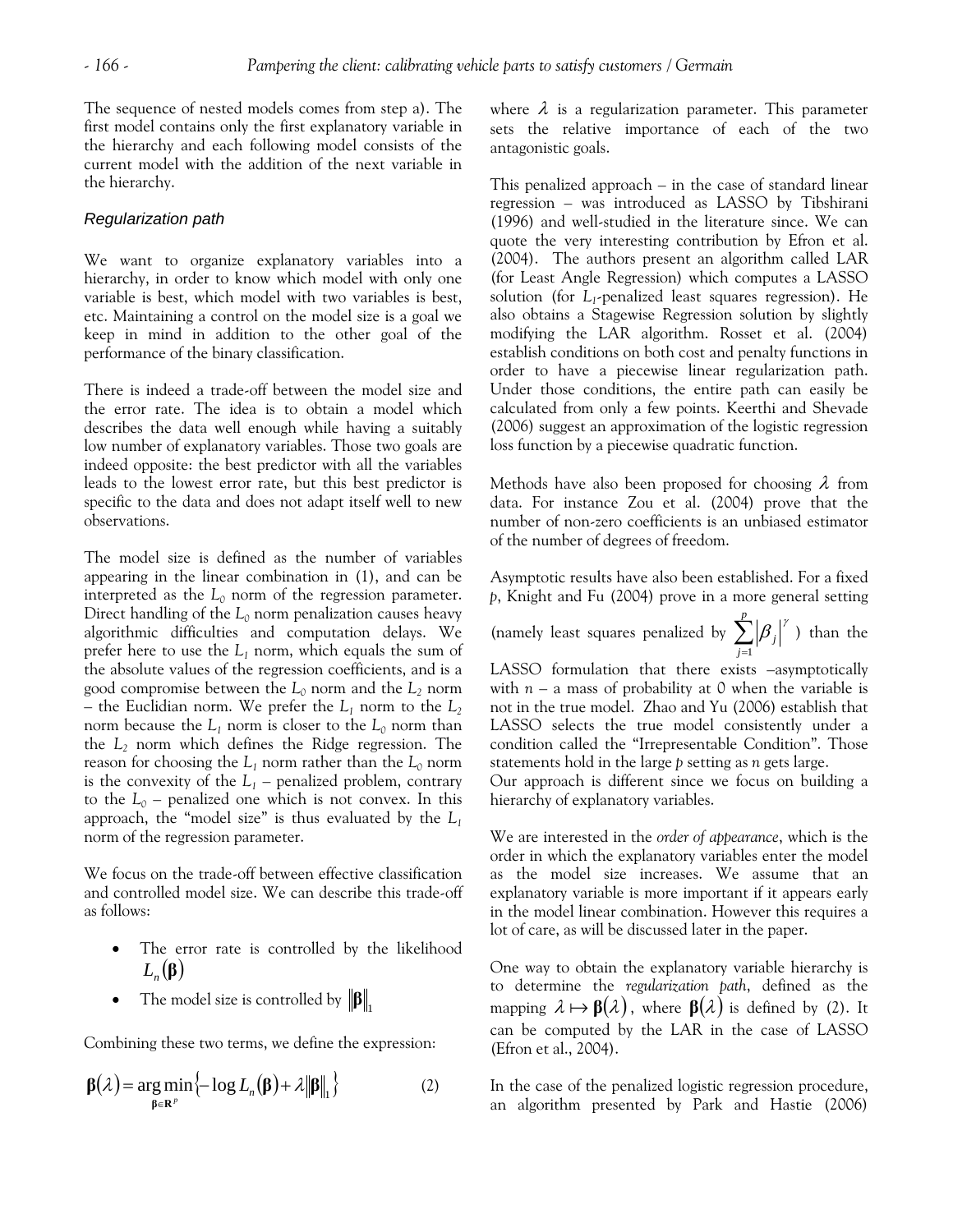The sequence of nested models comes from step a). The first model contains only the first explanatory variable in the hierarchy and each following model consists of the current model with the addition of the next variable in the hierarchy.

### Regularization path

We want to organize explanatory variables into a hierarchy, in order to know which model with only one variable is best, which model with two variables is best, etc. Maintaining a control on the model size is a goal we keep in mind in addition to the other goal of the performance of the binary classification.

There is indeed a trade-off between the model size and the error rate. The idea is to obtain a model which describes the data well enough while having a suitably low number of explanatory variables. Those two goals are indeed opposite: the best predictor with all the variables leads to the lowest error rate, but this best predictor is specific to the data and does not adapt itself well to new observations.

The model size is defined as the number of variables appearing in the linear combination in (1), and can be interpreted as the $L_0$ norm of the regression parameter. Direct handling of the $L_0$ norm penalization causes heavy algorithmic difficulties and computation delays. We prefer here to use the $L_1$ norm, which equals the sum of the absolute values of the regression coefficients, and is a good compromise between the $L_0$ norm and the $L_2$ norm – the Euclidian norm. We prefer the $L_1$ norm to the $L_2$ norm because the $L_1$ norm is closer to the $L_0$ norm than the $L_2$ norm which defines the Ridge regression. The reason for choosing the $L_1$ norm rather than the $L_0$ norm is the convexity of the $L_1$ – penalized problem, contrary to the $L_0$ – penalized one which is not convex. In this approach, the "model size" is thus evaluated by the $L_1$ norm of the regression parameter.

We focus on the trade-off between effective classification and controlled model size. We can describe this trade-off as follows:

- The error rate is controlled by the likelihood $L_n(\boldsymbol{\beta})$
- The model size is controlled by $\|\boldsymbol{\beta}\|_1$

Combining these two terms, we define the expression:

$$\boldsymbol{\beta}(\lambda) = \underset{\boldsymbol{\beta} \in \mathbf{R}^p}{\arg\min} \left\{ -\log L_n(\boldsymbol{\beta}) + \lambda \|\boldsymbol{\beta}\|_1 \right\} \qquad (2)$$

where $\lambda$ is a regularization parameter. This parameter sets the relative importance of each of the two antagonistic goals.

This penalized approach – in the case of standard linear regression – was introduced as LASSO by Tibshirani (1996) and well-studied in the literature since. We can quote the very interesting contribution by Efron et al. (2004). The authors present an algorithm called LAR (for Least Angle Regression) which computes a LASSO solution (for $L_1$-penalized least squares regression). He also obtains a Stagewise Regression solution by slightly modifying the LAR algorithm. Rosset et al. (2004) establish conditions on both cost and penalty functions in order to have a piecewise linear regularization path. Under those conditions, the entire path can easily be calculated from only a few points. Keerthi and Shevade (2006) suggest an approximation of the logistic regression loss function by a piecewise quadratic function.

Methods have also been proposed for choosing $\lambda$ from data. For instance Zou et al. (2004) prove that the number of non-zero coefficients is an unbiased estimator of the number of degrees of freedom.

Asymptotic results have also been established. For a fixed $p$, Knight and Fu (2004) prove in a more general setting (namely least squares penalized by $\sum_{j=1}^{p} |\beta_j|^{\gamma}$ ) than the LASSO formulation that there exists –asymptotically with $n$ – a mass of probability at 0 when the variable is not in the true model. Zhao and Yu (2006) establish that LASSO selects the true model consistently under a condition called the "Irrepresentable Condition". Those statements hold in the large $p$ setting as $n$ gets large.

Our approach is different since we focus on building a hierarchy of explanatory variables.

We are interested in the *order of appearance*, which is the order in which the explanatory variables enter the model as the model size increases. We assume that an explanatory variable is more important if it appears early in the model linear combination. However this requires a lot of care, as will be discussed later in the paper.

One way to obtain the explanatory variable hierarchy is to determine the *regularization path*, defined as the mapping $\lambda \mapsto \boldsymbol{\beta}(\lambda)$, where $\boldsymbol{\beta}(\lambda)$ is defined by (2). It can be computed by the LAR in the case of LASSO (Efron et al., 2004).

In the case of the penalized logistic regression procedure, an algorithm presented by Park and Hastie (2006)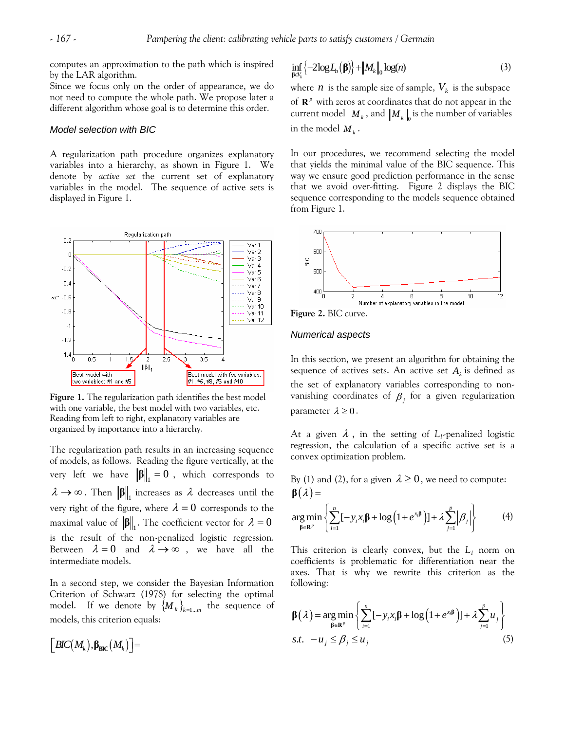computes an approximation to the path which is inspired by the LAR algorithm.
Since we focus only on the order of appearance, we do not need to compute the whole path. We propose later a different algorithm whose goal is to determine this order.

### *Model selection with BIC*

A regularization path procedure organizes explanatory variables into a hierarchy, as shown in Figure 1. We denote by *active set* the current set of explanatory variables in the model. The sequence of active sets is displayed in Figure 1.

**Figure 1.** The regularization path identifies the best model with one variable, the best model with two variables, etc. Reading from left to right, explanatory variables are organized by importance into a hierarchy.

The regularization path results in an increasing sequence of models, as follows. Reading the figure vertically, at the very left we have $\|\boldsymbol{\beta}\|_1 = 0$, which corresponds to $\lambda \to \infty$. Then $\|\boldsymbol{\beta}\|_1$ increases as $\lambda$ decreases until the very right of the figure, where $\lambda = 0$ corresponds to the maximal value of $\|\boldsymbol{\beta}\|_1$. The coefficient vector for $\lambda = 0$ is the result of the non-penalized logistic regression. Between $\lambda = 0$ and $\lambda \to \infty$, we have all the intermediate models.

In a second step, we consider the Bayesian Information Criterion of Schwarz (1978) for selecting the optimal model. If we denote by $\{M_k\}_{k=1\ldots m}$ the sequence of models, this criterion equals:

$$\left[BIC(M_k), \boldsymbol{\beta}_{\mathbf{BIC}}(M_k)\right] = \inf_{\boldsymbol{\beta} \in V_k} \left\{-2\log L_n(\boldsymbol{\beta})\right\} + \|M_k\|_0 \log(n) \qquad (3)$$

where $n$ is the sample size of sample, $V_k$ is the subspace of $\mathbf{R}^p$ with zeros at coordinates that do not appear in the current model $M_k$, and $\|M_k\|_0$ is the number of variables in the model $M_k$.

In our procedures, we recommend selecting the model that yields the minimal value of the BIC sequence. This way we ensure good prediction performance in the sense that we avoid over-fitting. Figure 2 displays the BIC sequence corresponding to the models sequence obtained from Figure 1.

**Figure 2.** BIC curve.

### *Numerical aspects*

In this section, we present an algorithm for obtaining the sequence of active sets. An active set $A_\lambda$ is defined as the set of explanatory variables corresponding to non-vanishing coordinates of $\beta_j$ for a given regularization parameter $\lambda \geq 0$.

At a given $\lambda$, in the setting of $L_1$-penalized logistic regression, the calculation of a specific active set is a convex optimization problem.

By (1) and (2), for a given $\lambda \geq 0$, we need to compute:

$$\boldsymbol{\beta}(\lambda) = \underset{\boldsymbol{\beta} \in \mathbf{R}^p}{\arg\min} \left\{ \sum_{i=1}^{n} [-y_i x_i \boldsymbol{\beta} + \log\left(1 + e^{x_i \boldsymbol{\beta}}\right)] + \lambda \sum_{j=1}^{p} |\beta_j| \right\} \qquad (4)$$

This criterion is clearly convex, but the $L_1$ norm on coefficients is problematic for differentiation near the axes. That is why we rewrite this criterion as the following:

$$\boldsymbol{\beta}(\lambda) = \underset{\boldsymbol{\beta} \in \mathbf{R}^p}{\arg\min} \left\{ \sum_{i=1}^{n} [-y_i x_i \boldsymbol{\beta} + \log\left(1 + e^{x_i \boldsymbol{\beta}}\right)] + \lambda \sum_{j=1}^{p} u_j \right\}$$
$$s.t. \quad -u_j \leq \beta_j \leq u_j \qquad (5)$$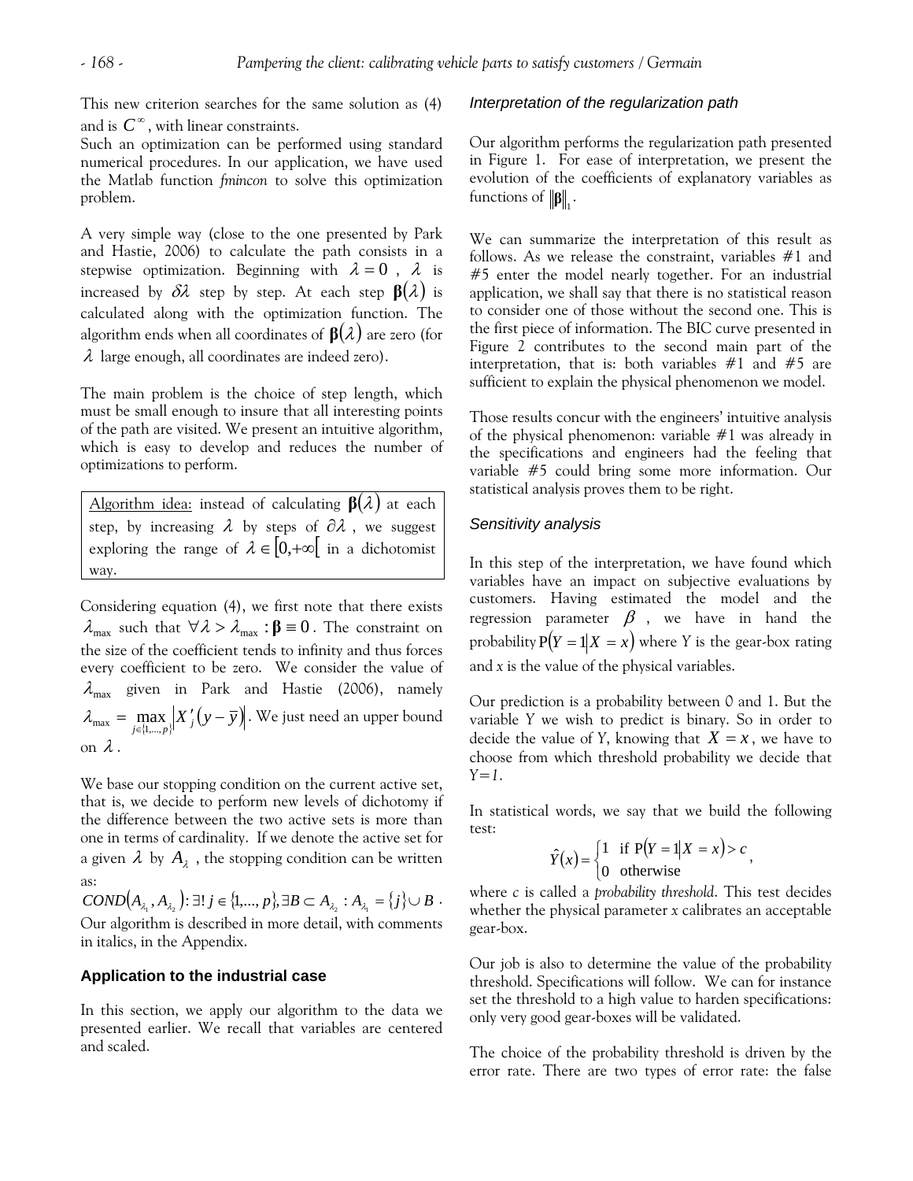This new criterion searches for the same solution as (4) and is $C^{\infty}$, with linear constraints.

Such an optimization can be performed using standard numerical procedures. In our application, we have used the Matlab function *fmincon* to solve this optimization problem.

A very simple way (close to the one presented by Park and Hastie, 2006) to calculate the path consists in a stepwise optimization. Beginning with $\lambda = 0$, $\lambda$ is increased by $\delta\lambda$ step by step. At each step $\boldsymbol{\beta}(\lambda)$ is calculated along with the optimization function. The algorithm ends when all coordinates of $\boldsymbol{\beta}(\lambda)$ are zero (for $\lambda$ large enough, all coordinates are indeed zero).

The main problem is the choice of step length, which must be small enough to insure that all interesting points of the path are visited. We present an intuitive algorithm, which is easy to develop and reduces the number of optimizations to perform.

> Algorithm idea: instead of calculating $\boldsymbol{\beta}(\lambda)$ at each step, by increasing $\lambda$ by steps of $\partial\lambda$, we suggest exploring the range of $\lambda \in [0,+\infty[$ in a dichotomist way.

Considering equation (4), we first note that there exists $\lambda_{\max}$ such that $\forall \lambda > \lambda_{\max} : \boldsymbol{\beta} \equiv 0$. The constraint on the size of the coefficient tends to infinity and thus forces every coefficient to be zero. We consider the value of $\lambda_{\max}$ given in Park and Hastie (2006), namely $\lambda_{\max} = \max_{j \in \{1,\ldots,p\}} \left| X'_j (y - \bar{y}) \right|$. We just need an upper bound on $\lambda$.

We base our stopping condition on the current active set, that is, we decide to perform new levels of dichotomy if the difference between the two active sets is more than one in terms of cardinality. If we denote the active set for a given $\lambda$ by $A_\lambda$, the stopping condition can be written as:

$COND(A_{\lambda_1}, A_{\lambda_2}) : \exists!\, j \in \{1,\ldots,p\}, \exists B \subset A_{\lambda_2} : A_{\lambda_1} = \{j\} \cup B$.

Our algorithm is described in more detail, with comments in italics, in the Appendix.

## Application to the industrial case

In this section, we apply our algorithm to the data we presented earlier. We recall that variables are centered and scaled.

### Interpretation of the regularization path

Our algorithm performs the regularization path presented in Figure 1. For ease of interpretation, we present the evolution of the coefficients of explanatory variables as functions of $\|\boldsymbol{\beta}\|_1$.

We can summarize the interpretation of this result as follows. As we release the constraint, variables #1 and #5 enter the model nearly together. For an industrial application, we shall say that there is no statistical reason to consider one of those without the second one. This is the first piece of information. The BIC curve presented in Figure 2 contributes to the second main part of the interpretation, that is: both variables #1 and #5 are sufficient to explain the physical phenomenon we model.

Those results concur with the engineers' intuitive analysis of the physical phenomenon: variable #1 was already in the specifications and engineers had the feeling that variable #5 could bring some more information. Our statistical analysis proves them to be right.

### Sensitivity analysis

In this step of the interpretation, we have found which variables have an impact on subjective evaluations by customers. Having estimated the model and the regression parameter $\beta$, we have in hand the probability $P(Y = 1 | X = x)$ where $Y$ is the gear-box rating and $x$ is the value of the physical variables.

Our prediction is a probability between 0 and 1. But the variable $Y$ we wish to predict is binary. So in order to decide the value of $Y$, knowing that $X = x$, we have to choose from which threshold probability we decide that $Y=1$.

In statistical words, we say that we build the following test:

$$\hat{Y}(x) = \begin{cases} 1 & \text{if } P(Y = 1 | X = x) > c \\ 0 & \text{otherwise} \end{cases},$$

where $c$ is called a *probability threshold*. This test decides whether the physical parameter $x$ calibrates an acceptable gear-box.

Our job is also to determine the value of the probability threshold. Specifications will follow. We can for instance set the threshold to a high value to harden specifications: only very good gear-boxes will be validated.

The choice of the probability threshold is driven by the error rate. There are two types of error rate: the false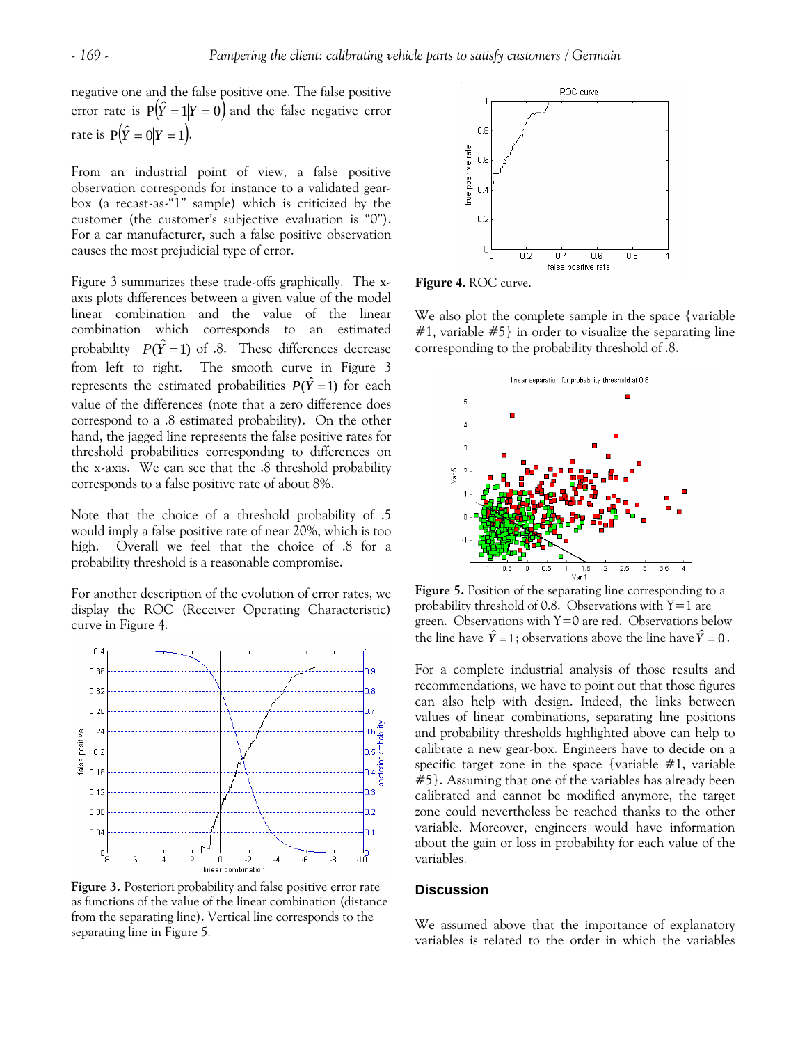negative one and the false positive one. The false positive error rate is $P(\hat{Y}=1|Y=0)$ and the false negative error rate is $P(\hat{Y}=0|Y=1)$.

From an industrial point of view, a false positive observation corresponds for instance to a validated gear-box (a recast-as-"1" sample) which is criticized by the customer (the customer's subjective evaluation is "0"). For a car manufacturer, such a false positive observation causes the most prejudicial type of error.

Figure 3 summarizes these trade-offs graphically. The x-axis plots differences between a given value of the model linear combination and the value of the linear combination which corresponds to an estimated probability $P(\hat{Y}=1)$ of .8. These differences decrease from left to right. The smooth curve in Figure 3 represents the estimated probabilities $P(\hat{Y}=1)$ for each value of the differences (note that a zero difference does correspond to a .8 estimated probability). On the other hand, the jagged line represents the false positive rates for threshold probabilities corresponding to differences on the x-axis. We can see that the .8 threshold probability corresponds to a false positive rate of about 8%.

Note that the choice of a threshold probability of .5 would imply a false positive rate of near 20%, which is too high. Overall we feel that the choice of .8 for a probability threshold is a reasonable compromise.

For another description of the evolution of error rates, we display the ROC (Receiver Operating Characteristic) curve in Figure 4.

**Figure 3.** Posteriori probability and false positive error rate as functions of the value of the linear combination (distance from the separating line). Vertical line corresponds to the separating line in Figure 5.

**Figure 4.** ROC curve.

We also plot the complete sample in the space {variable #1, variable #5} in order to visualize the separating line corresponding to the probability threshold of .8.

**Figure 5.** Position of the separating line corresponding to a probability threshold of 0.8. Observations with Y=1 are green. Observations with Y=0 are red. Observations below the line have $\hat{Y}=1$; observations above the line have $\hat{Y}=0$.

For a complete industrial analysis of those results and recommendations, we have to point out that those figures can also help with design. Indeed, the links between values of linear combinations, separating line positions and probability thresholds highlighted above can help to calibrate a new gear-box. Engineers have to decide on a specific target zone in the space {variable #1, variable #5}. Assuming that one of the variables has already been calibrated and cannot be modified anymore, the target zone could nevertheless be reached thanks to the other variable. Moreover, engineers would have information about the gain or loss in probability for each value of the variables.

## Discussion

We assumed above that the importance of explanatory variables is related to the order in which the variables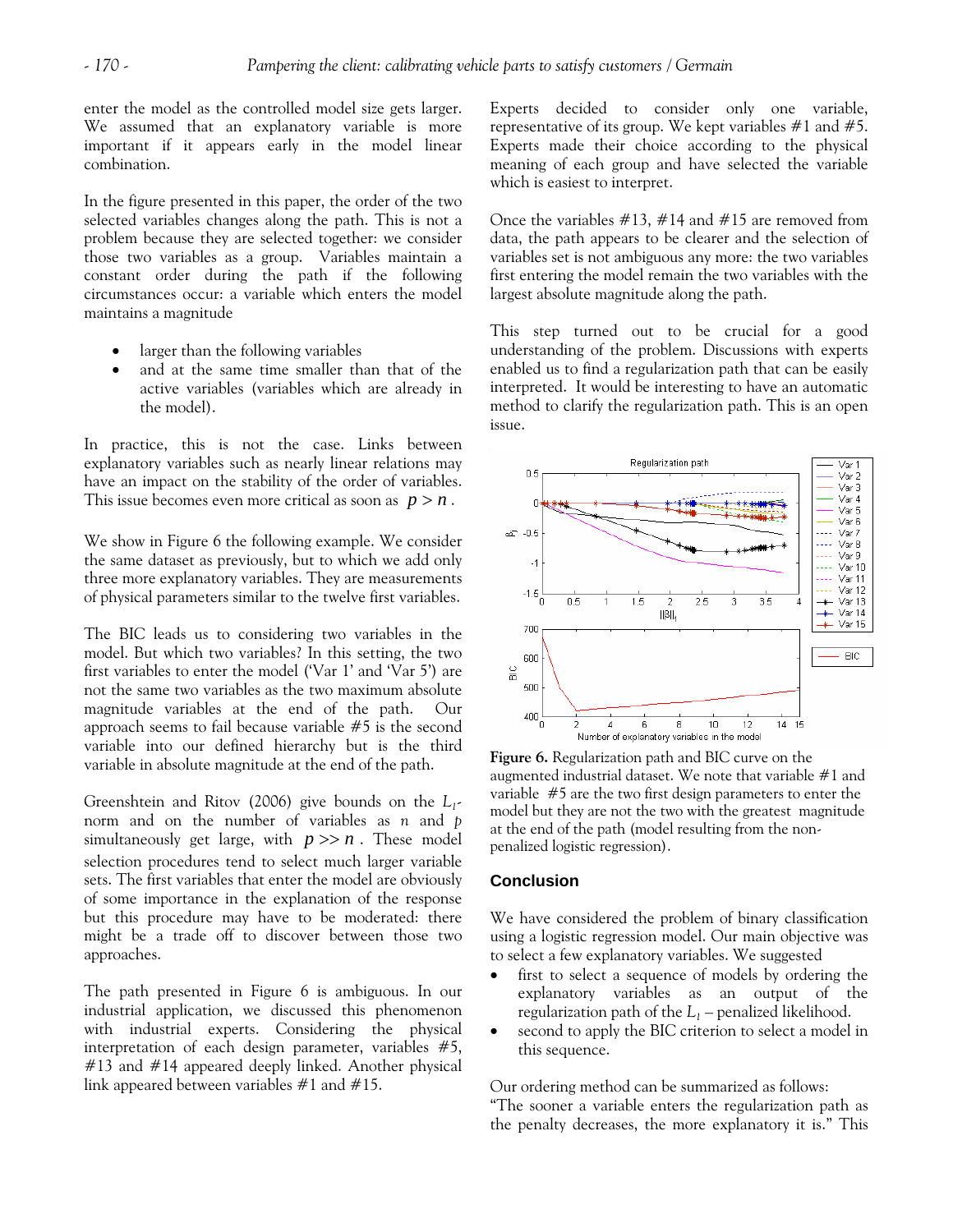enter the model as the controlled model size gets larger. We assumed that an explanatory variable is more important if it appears early in the model linear combination.

In the figure presented in this paper, the order of the two selected variables changes along the path. This is not a problem because they are selected together: we consider those two variables as a group. Variables maintain a constant order during the path if the following circumstances occur: a variable which enters the model maintains a magnitude

- larger than the following variables
- and at the same time smaller than that of the active variables (variables which are already in the model).

In practice, this is not the case. Links between explanatory variables such as nearly linear relations may have an impact on the stability of the order of variables. This issue becomes even more critical as soon as $p > n$.

We show in Figure 6 the following example. We consider the same dataset as previously, but to which we add only three more explanatory variables. They are measurements of physical parameters similar to the twelve first variables.

The BIC leads us to considering two variables in the model. But which two variables? In this setting, the two first variables to enter the model ('Var 1' and 'Var 5') are not the same two variables as the two maximum absolute magnitude variables at the end of the path. Our approach seems to fail because variable #5 is the second variable into our defined hierarchy but is the third variable in absolute magnitude at the end of the path.

Greenshtein and Ritov (2006) give bounds on the $L_1$-norm and on the number of variables as $n$ and $p$ simultaneously get large, with $p >> n$. These model selection procedures tend to select much larger variable sets. The first variables that enter the model are obviously of some importance in the explanation of the response but this procedure may have to be moderated: there might be a trade off to discover between those two approaches.

The path presented in Figure 6 is ambiguous. In our industrial application, we discussed this phenomenon with industrial experts. Considering the physical interpretation of each design parameter, variables #5, #13 and #14 appeared deeply linked. Another physical link appeared between variables #1 and #15.

Experts decided to consider only one variable, representative of its group. We kept variables #1 and #5. Experts made their choice according to the physical meaning of each group and have selected the variable which is easiest to interpret.

Once the variables #13, #14 and #15 are removed from data, the path appears to be clearer and the selection of variables set is not ambiguous any more: the two variables first entering the model remain the two variables with the largest absolute magnitude along the path.

This step turned out to be crucial for a good understanding of the problem. Discussions with experts enabled us to find a regularization path that can be easily interpreted. It would be interesting to have an automatic method to clarify the regularization path. This is an open issue.

**Figure 6.** Regularization path and BIC curve on the augmented industrial dataset. We note that variable #1 and variable #5 are the two first design parameters to enter the model but they are not the two with the greatest magnitude at the end of the path (model resulting from the non-penalized logistic regression).

## Conclusion

We have considered the problem of binary classification using a logistic regression model. Our main objective was to select a few explanatory variables. We suggested

- first to select a sequence of models by ordering the explanatory variables as an output of the regularization path of the $L_1$ – penalized likelihood.
- second to apply the BIC criterion to select a model in this sequence.

Our ordering method can be summarized as follows: "The sooner a variable enters the regularization path as the penalty decreases, the more explanatory it is." This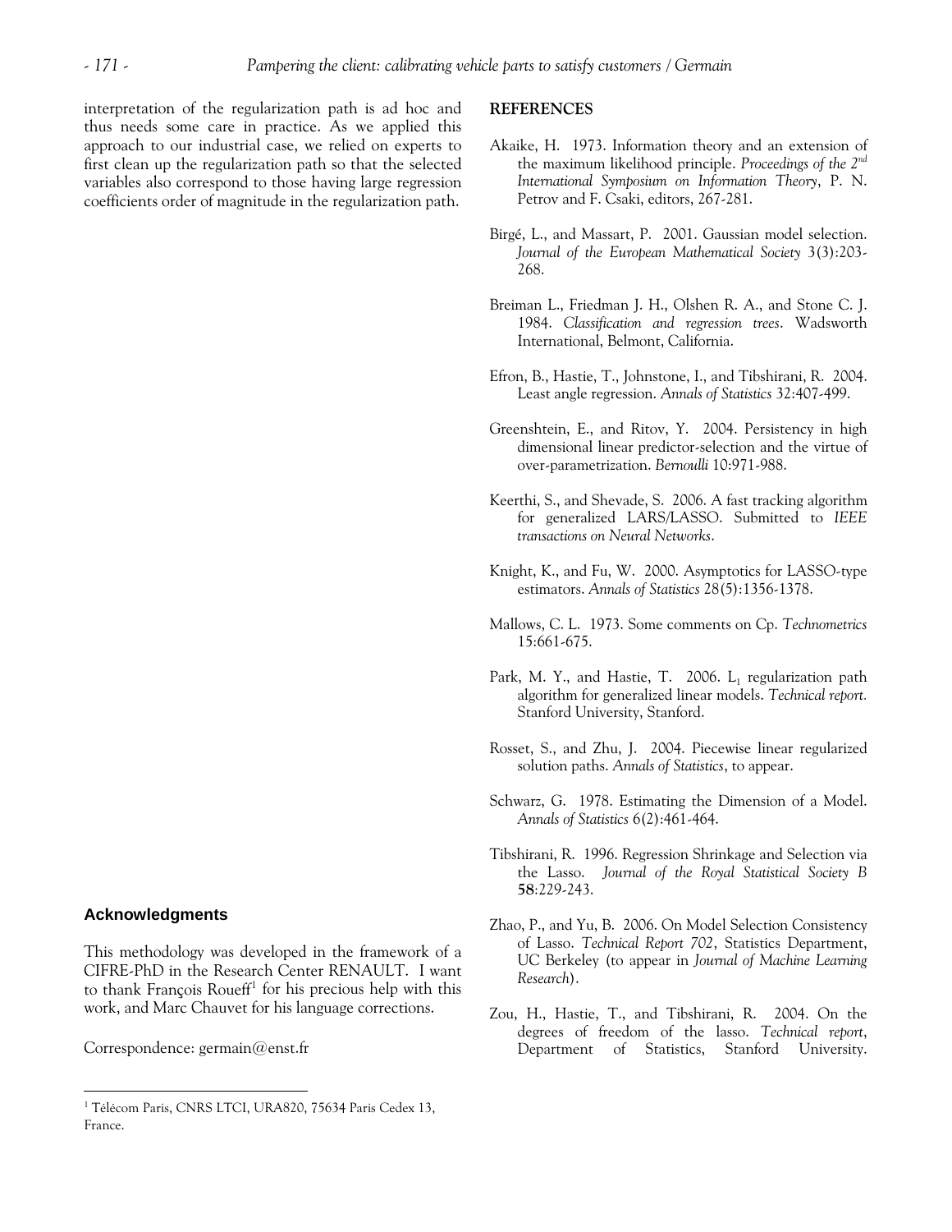interpretation of the regularization path is ad hoc and thus needs some care in practice. As we applied this approach to our industrial case, we relied on experts to first clean up the regularization path so that the selected variables also correspond to those having large regression coefficients order of magnitude in the regularization path.

## Acknowledgments

This methodology was developed in the framework of a CIFRE-PhD in the Research Center RENAULT. I want to thank François Roueff[1] for his precious help with this work, and Marc Chauvet for his language corrections.

Correspondence: germain@enst.fr

[1] Télécom Paris, CNRS LTCI, URA820, 75634 Paris Cedex 13, France.

## REFERENCES

Akaike, H. 1973. Information theory and an extension of the maximum likelihood principle. *Proceedings of the 2nd International Symposium on Information Theory*, P. N. Petrov and F. Csaki, editors, 267-281.

Birgé, L., and Massart, P. 2001. Gaussian model selection. *Journal of the European Mathematical Society* 3(3):203-268.

Breiman L., Friedman J. H., Olshen R. A., and Stone C. J. 1984. *Classification and regression trees*. Wadsworth International, Belmont, California.

Efron, B., Hastie, T., Johnstone, I., and Tibshirani, R. 2004. Least angle regression. *Annals of Statistics* 32:407-499.

Greenshtein, E., and Ritov, Y. 2004. Persistency in high dimensional linear predictor-selection and the virtue of over-parametrization. *Bernoulli* 10:971-988.

Keerthi, S., and Shevade, S. 2006. A fast tracking algorithm for generalized LARS/LASSO. Submitted to *IEEE transactions on Neural Networks*.

Knight, K., and Fu, W. 2000. Asymptotics for LASSO-type estimators. *Annals of Statistics* 28(5):1356-1378.

Mallows, C. L. 1973. Some comments on Cp. *Technometrics* 15:661-675.

Park, M. Y., and Hastie, T. 2006. $L_1$ regularization path algorithm for generalized linear models. *Technical report.* Stanford University, Stanford.

Rosset, S., and Zhu, J. 2004. Piecewise linear regularized solution paths. *Annals of Statistics*, to appear.

Schwarz, G. 1978. Estimating the Dimension of a Model. *Annals of Statistics* 6(2):461-464.

Tibshirani, R. 1996. Regression Shrinkage and Selection via the Lasso. *Journal of the Royal Statistical Society B* **58**:229-243.

Zhao, P., and Yu, B. 2006. On Model Selection Consistency of Lasso. *Technical Report 702*, Statistics Department, UC Berkeley (to appear in *Journal of Machine Learning Research*).

Zou, H., Hastie, T., and Tibshirani, R. 2004. On the degrees of freedom of the lasso. *Technical report*, Department of Statistics, Stanford University.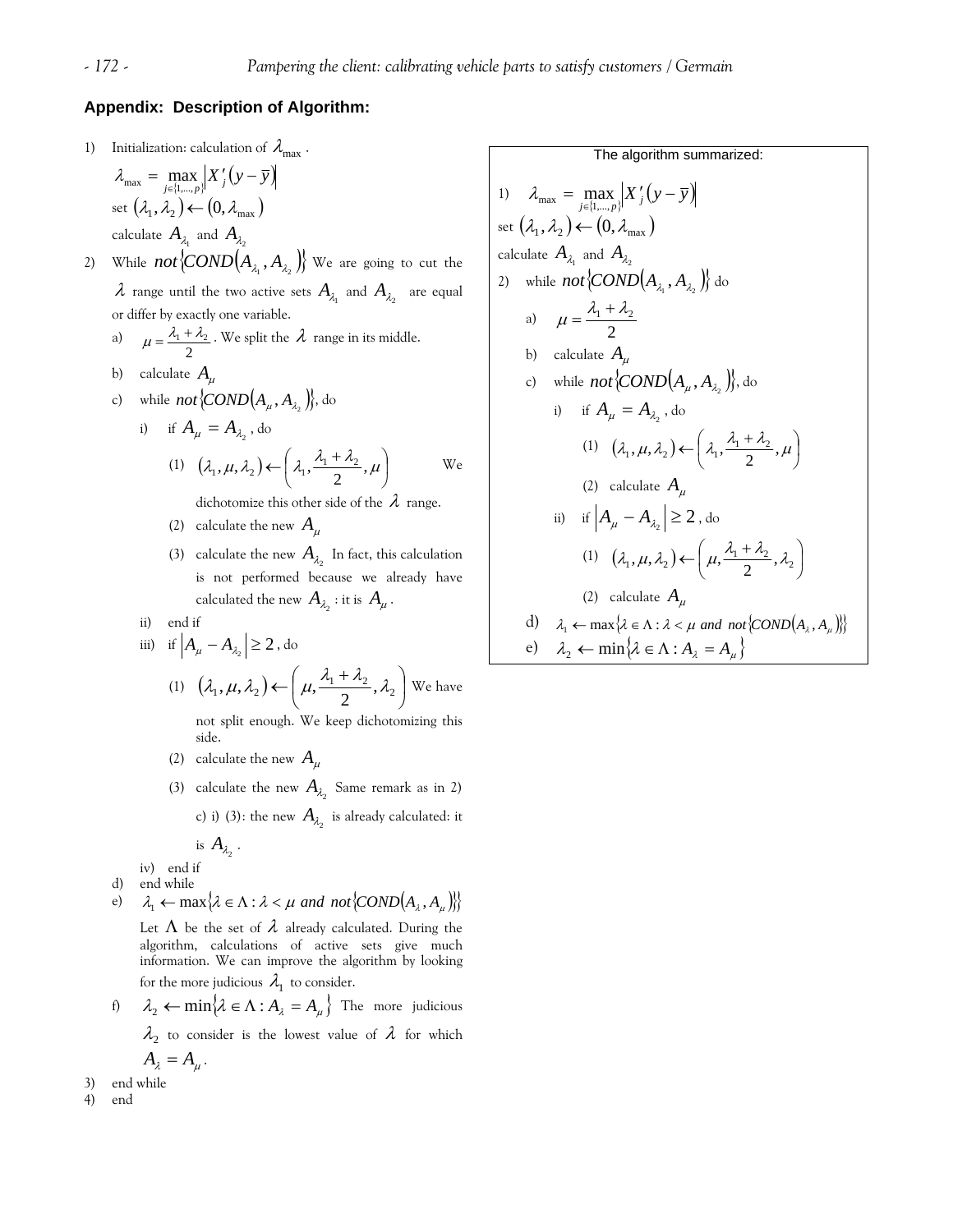## Appendix: Description of Algorithm:

1) Initialization: calculation of $\lambda_{\max}$.

   $\lambda_{\max} = \max_{j \in \{1,\ldots,p\}} \left| X'_j (y - \bar{y}) \right|$

   set $(\lambda_1, \lambda_2) \leftarrow (0, \lambda_{\max})$

   calculate $A_{\lambda_1}$ and $A_{\lambda_2}$

2) While $not\{COND(A_{\lambda_1}, A_{\lambda_2})\}$ We are going to cut the $\lambda$ range until the two active sets $A_{\lambda_1}$ and $A_{\lambda_2}$ are equal or differ by exactly one variable.

   a) $\mu = \dfrac{\lambda_1 + \lambda_2}{2}$. We split the $\lambda$ range in its middle.

   b) calculate $A_\mu$

   c) while $not\{COND(A_\mu, A_{\lambda_2})\}$, do

      i) if $A_\mu = A_{\lambda_2}$, do

         (1) $(\lambda_1, \mu, \lambda_2) \leftarrow \left( \lambda_1, \dfrac{\lambda_1 + \lambda_2}{2}, \mu \right)$ We dichotomize this other side of the $\lambda$ range.

         (2) calculate the new $A_\mu$

         (3) calculate the new $A_{\lambda_2}$ In fact, this calculation is not performed because we already have calculated the new $A_{\lambda_2}$ : it is $A_\mu$.

      ii) end if

      iii) if $\left| A_\mu - A_{\lambda_2} \right| \geq 2$, do

         (1) $(\lambda_1, \mu, \lambda_2) \leftarrow \left( \mu, \dfrac{\lambda_1 + \lambda_2}{2}, \lambda_2 \right)$ We have not split enough. We keep dichotomizing this side.

         (2) calculate the new $A_\mu$

         (3) calculate the new $A_{\lambda_2}$ Same remark as in 2) c) i) (3): the new $A_{\lambda_2}$ is already calculated: it is $A_{\lambda_2}$.

      iv) end if

   d) end while

   e) $\lambda_1 \leftarrow \max\{\lambda \in \Lambda : \lambda < \mu \text{ and } not\{COND(A_\lambda, A_\mu)\}\}$

      Let $\Lambda$ be the set of $\lambda$ already calculated. During the algorithm, calculations of active sets give much information. We can improve the algorithm by looking for the more judicious $\lambda_1$ to consider.

   f) $\lambda_2 \leftarrow \min\{\lambda \in \Lambda : A_\lambda = A_\mu\}$ The more judicious $\lambda_2$ to consider is the lowest value of $\lambda$ for which $A_\lambda = A_\mu$.

3) end while

4) end

**The algorithm summarized:**

1) $\lambda_{\max} = \max_{j \in \{1,\ldots,p\}} \left| X'_j (y - \bar{y}) \right|$

   set $(\lambda_1, \lambda_2) \leftarrow (0, \lambda_{\max})$

   calculate $A_{\lambda_1}$ and $A_{\lambda_2}$

2) while $not\{COND(A_{\lambda_1}, A_{\lambda_2})\}$ do

   a) $\mu = \dfrac{\lambda_1 + \lambda_2}{2}$

   b) calculate $A_\mu$

   c) while $not\{COND(A_\mu, A_{\lambda_2})\}$, do

      i) if $A_\mu = A_{\lambda_2}$, do

         (1) $(\lambda_1, \mu, \lambda_2) \leftarrow \left( \lambda_1, \dfrac{\lambda_1 + \lambda_2}{2}, \mu \right)$

         (2) calculate $A_\mu$

      ii) if $\left| A_\mu - A_{\lambda_2} \right| \geq 2$, do

         (1) $(\lambda_1, \mu, \lambda_2) \leftarrow \left( \mu, \dfrac{\lambda_1 + \lambda_2}{2}, \lambda_2 \right)$

         (2) calculate $A_\mu$

   d) $\lambda_1 \leftarrow \max\{\lambda \in \Lambda : \lambda < \mu \text{ and } not\{COND(A_\lambda, A_\mu)\}\}$

   e) $\lambda_2 \leftarrow \min\{\lambda \in \Lambda : A_\lambda = A_\mu\}$